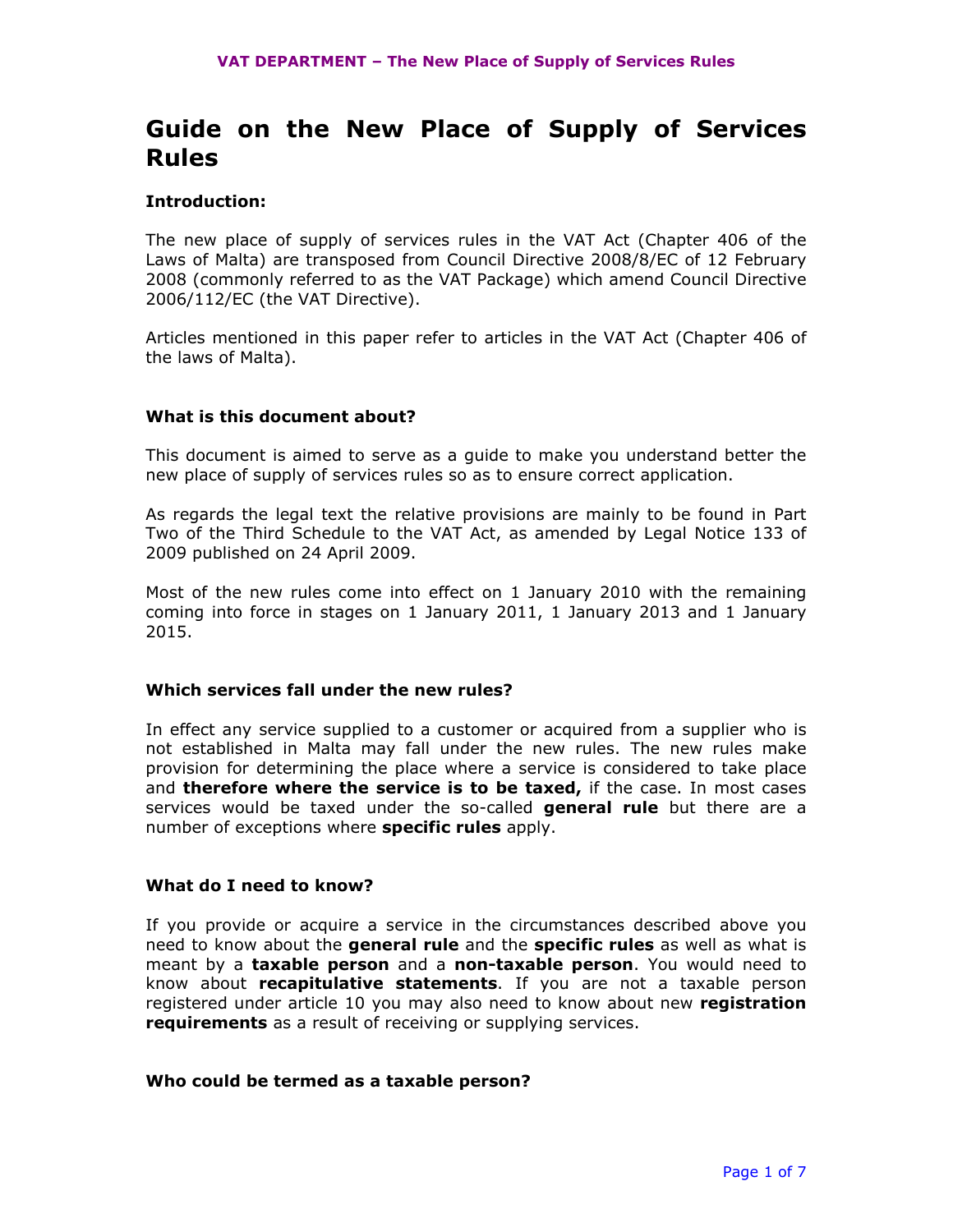# Guide on the New Place of Supply of Services Rules

**Introduction:**

The new place of supply of services rules in the VAT Act (Chapter 406 of the Laws of Malta) are transposed from Council Directive 2008/8/EC of 12 February 2008 (commonly referred to as the VAT Package) which amend Council Directive 2006/112/EC (the VAT Directive).

Articles mentioned in this paper refer to articles in the VAT Act (Chapter 406 of the laws of Malta).

**What is this document about?**

This document is aimed to serve as a guide to make you understand better the new place of supply of services rules so as to ensure correct application.

As regards the legal text the relative provisions are mainly to be found in Part Two of the Third Schedule to the VAT Act, as amended by Legal Notice 133 of 2009 published on 24 April 2009.

Most of the new rules come into effect on 1 January 2010 with the remaining coming into force in stages on 1 January 2011, 1 January 2013 and 1 January 2015.

**Which services fall under the new rules?**

In effect any service supplied to a customer or acquired from a supplier who is not established in Malta may fall under the new rules. The new rules make provision for determining the place where a service is considered to take place and **therefore where the service is to be taxed,** if the case. In most cases services would be taxed under the so-called **general rule** but there are a number of exceptions where **specific rules** apply.

**What do I need to know?**

If you provide or acquire a service in the circumstances described above you need to know about the **general rule** and the **specific rules** as well as what is meant by a **taxable person** and a **non-taxable person**. You would need to know about **recapitulative statements**. If you are not a taxable person registered under article 10 you may also need to know about new **registration requirements** as a result of receiving or supplying services.

**Who could be termed as a taxable person?**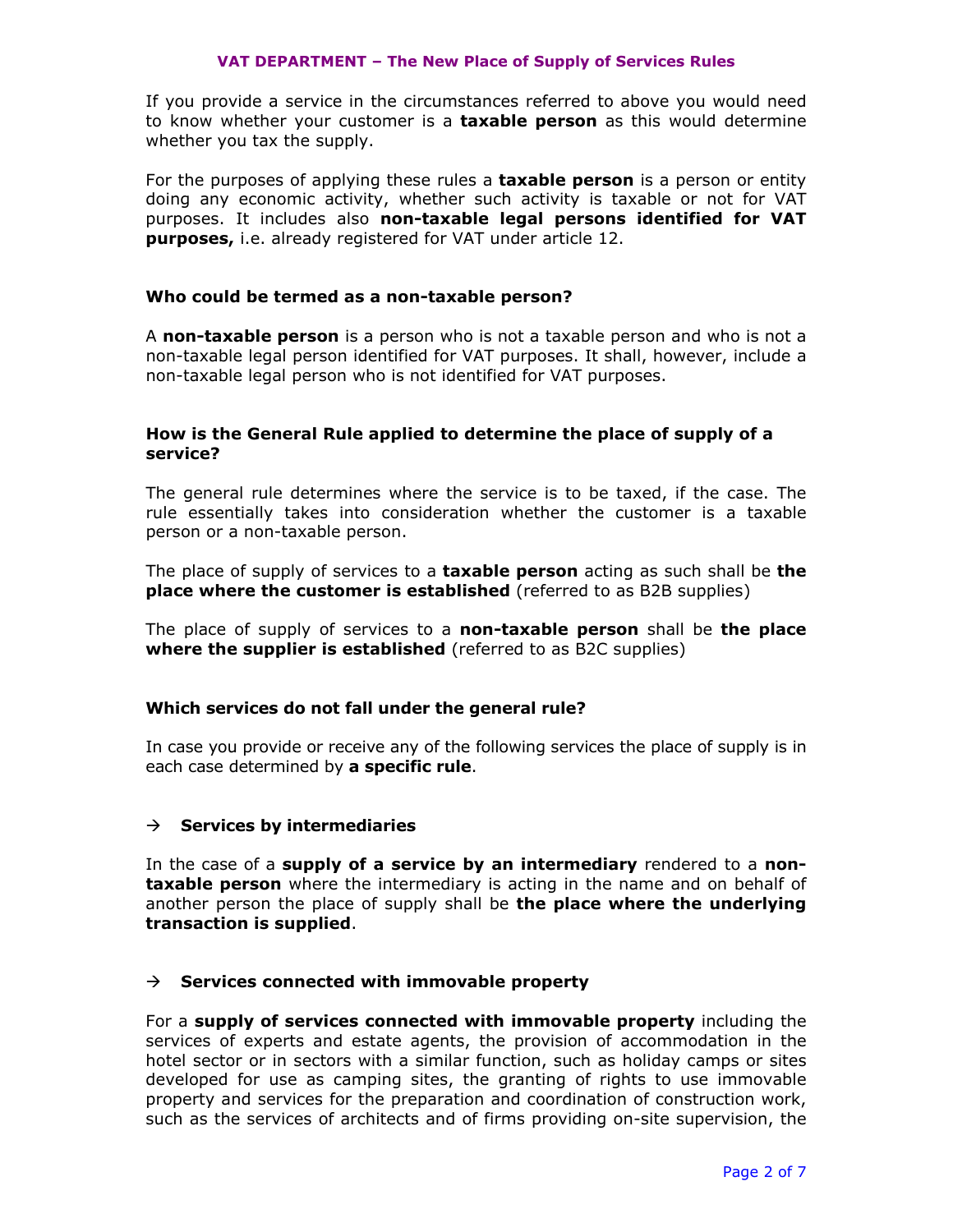If you provide a service in the circumstances referred to above you would need to know whether your customer is a **taxable person** as this would determine whether you tax the supply.

For the purposes of applying these rules a **taxable person** is a person or entity doing any economic activity, whether such activity is taxable or not for VAT purposes. It includes also **non-taxable legal persons identified for VAT purposes,** i.e. already registered for VAT under article 12.

### Who could be termed as a non-taxable person?

A **non-taxable person** is a person who is not a taxable person and who is not a non-taxable legal person identified for VAT purposes. It shall, however, include a non-taxable legal person who is not identified for VAT purposes.

### How is the General Rule applied to determine the place of supply of a service?

The general rule determines where the service is to be taxed, if the case. The rule essentially takes into consideration whether the customer is a taxable person or a non-taxable person.

The place of supply of services to a **taxable person** acting as such shall be **the place where the customer is established** (referred to as B2B supplies)

The place of supply of services to a **non-taxable person** shall be **the place where the supplier is established** (referred to as B2C supplies)

### Which services do not fall under the general rule?

In case you provide or receive any of the following services the place of supply is in each case determined by **a specific rule**.

#### → Services by intermediaries

In the case of a **supply of a service by an intermediary** rendered to a **non-taxable person** where the intermediary is acting in the name and on behalf of another person the place of supply shall be **the place where the underlying transaction is supplied**.

#### → Services connected with immovable property

For a **supply of services connected with immovable property** including the services of experts and estate agents, the provision of accommodation in the hotel sector or in sectors with a similar function, such as holiday camps or sites developed for use as camping sites, the granting of rights to use immovable property and services for the preparation and coordination of construction work, such as the services of architects and of firms providing on-site supervision, the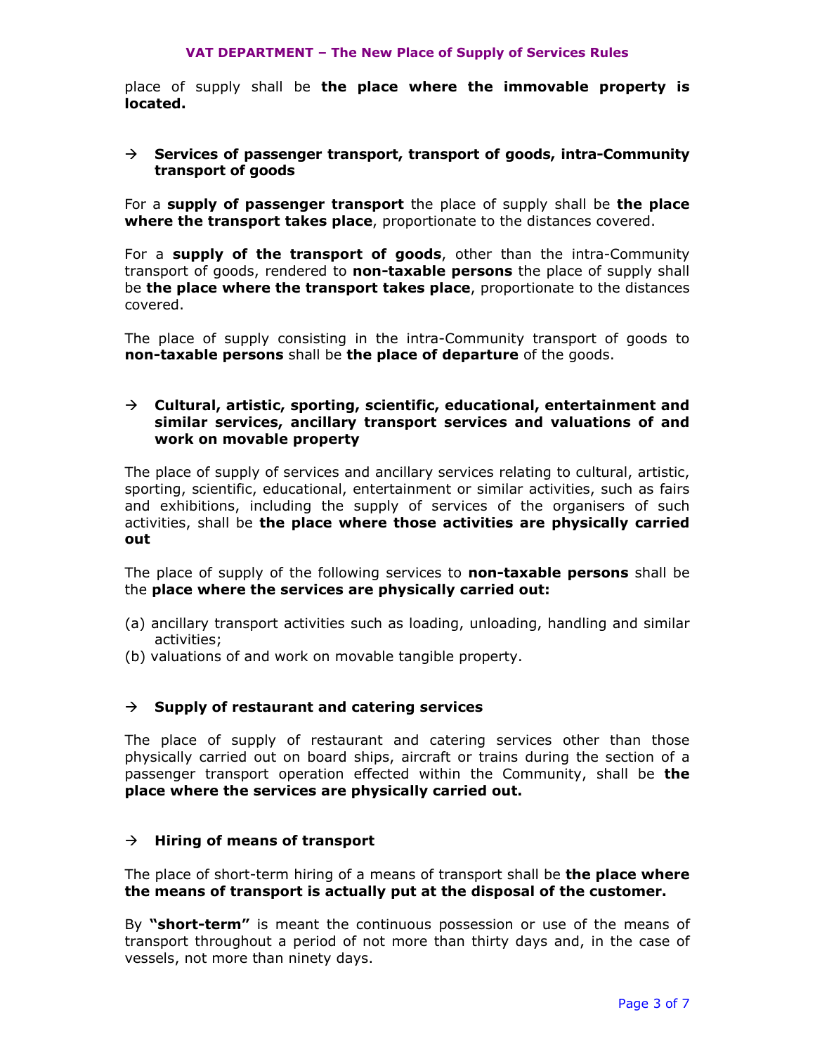place of supply shall be **the place where the immovable property is located.**

### → Services of passenger transport, transport of goods, intra-Community transport of goods

For a **supply of passenger transport** the place of supply shall be **the place where the transport takes place**, proportionate to the distances covered.

For a **supply of the transport of goods**, other than the intra-Community transport of goods, rendered to **non-taxable persons** the place of supply shall be **the place where the transport takes place**, proportionate to the distances covered.

The place of supply consisting in the intra-Community transport of goods to **non-taxable persons** shall be **the place of departure** of the goods.

### → Cultural, artistic, sporting, scientific, educational, entertainment and similar services, ancillary transport services and valuations of and work on movable property

The place of supply of services and ancillary services relating to cultural, artistic, sporting, scientific, educational, entertainment or similar activities, such as fairs and exhibitions, including the supply of services of the organisers of such activities, shall be **the place where those activities are physically carried out**

The place of supply of the following services to **non-taxable persons** shall be the **place where the services are physically carried out:**

(a) ancillary transport activities such as loading, unloading, handling and similar activities;
(b) valuations of and work on movable tangible property.

### → Supply of restaurant and catering services

The place of supply of restaurant and catering services other than those physically carried out on board ships, aircraft or trains during the section of a passenger transport operation effected within the Community, shall be **the place where the services are physically carried out.**

### → Hiring of means of transport

The place of short-term hiring of a means of transport shall be **the place where the means of transport is actually put at the disposal of the customer.**

By **"short-term"** is meant the continuous possession or use of the means of transport throughout a period of not more than thirty days and, in the case of vessels, not more than ninety days.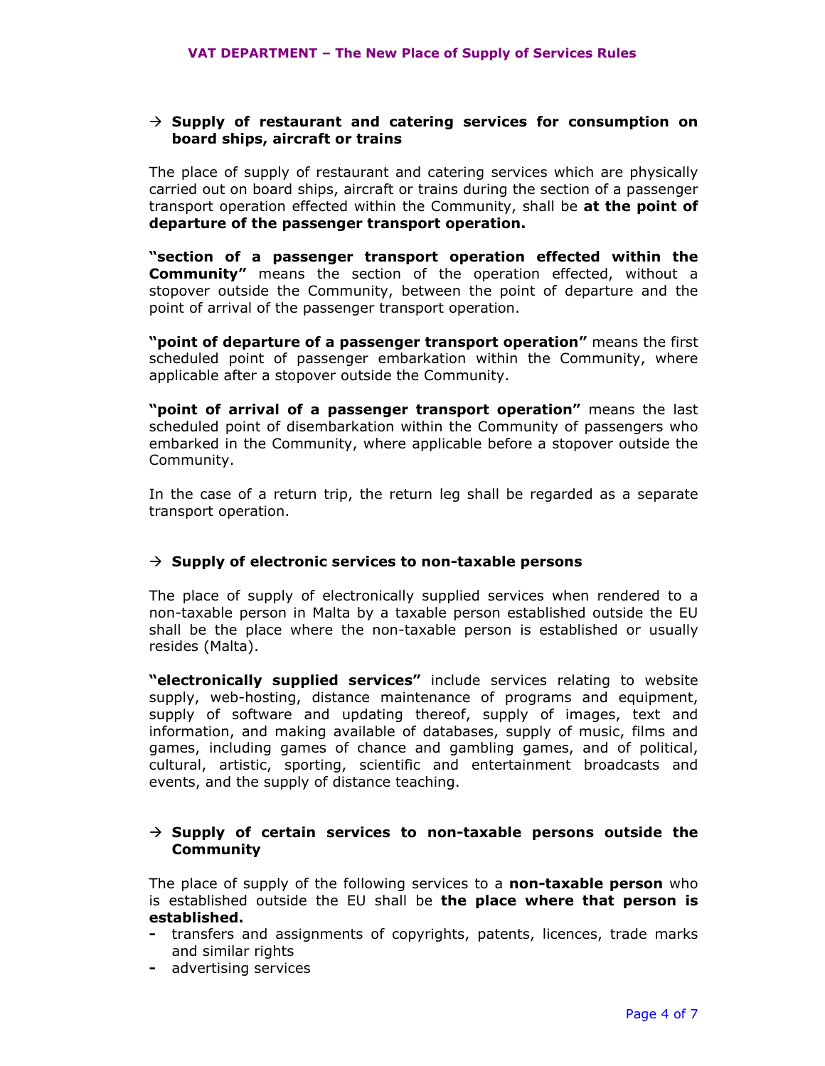→ **Supply of restaurant and catering services for consumption on board ships, aircraft or trains**

The place of supply of restaurant and catering services which are physically carried out on board ships, aircraft or trains during the section of a passenger transport operation effected within the Community, shall be **at the point of departure of the passenger transport operation.**

**"section of a passenger transport operation effected within the Community"** means the section of the operation effected, without a stopover outside the Community, between the point of departure and the point of arrival of the passenger transport operation.

**"point of departure of a passenger transport operation"** means the first scheduled point of passenger embarkation within the Community, where applicable after a stopover outside the Community.

**"point of arrival of a passenger transport operation"** means the last scheduled point of disembarkation within the Community of passengers who embarked in the Community, where applicable before a stopover outside the Community.

In the case of a return trip, the return leg shall be regarded as a separate transport operation.

→ **Supply of electronic services to non-taxable persons**

The place of supply of electronically supplied services when rendered to a non-taxable person in Malta by a taxable person established outside the EU shall be the place where the non-taxable person is established or usually resides (Malta).

**"electronically supplied services"** include services relating to website supply, web-hosting, distance maintenance of programs and equipment, supply of software and updating thereof, supply of images, text and information, and making available of databases, supply of music, films and games, including games of chance and gambling games, and of political, cultural, artistic, sporting, scientific and entertainment broadcasts and events, and the supply of distance teaching.

→ **Supply of certain services to non-taxable persons outside the Community**

The place of supply of the following services to a **non-taxable person** who is established outside the EU shall be **the place where that person is established.**

- transfers and assignments of copyrights, patents, licences, trade marks and similar rights
- advertising services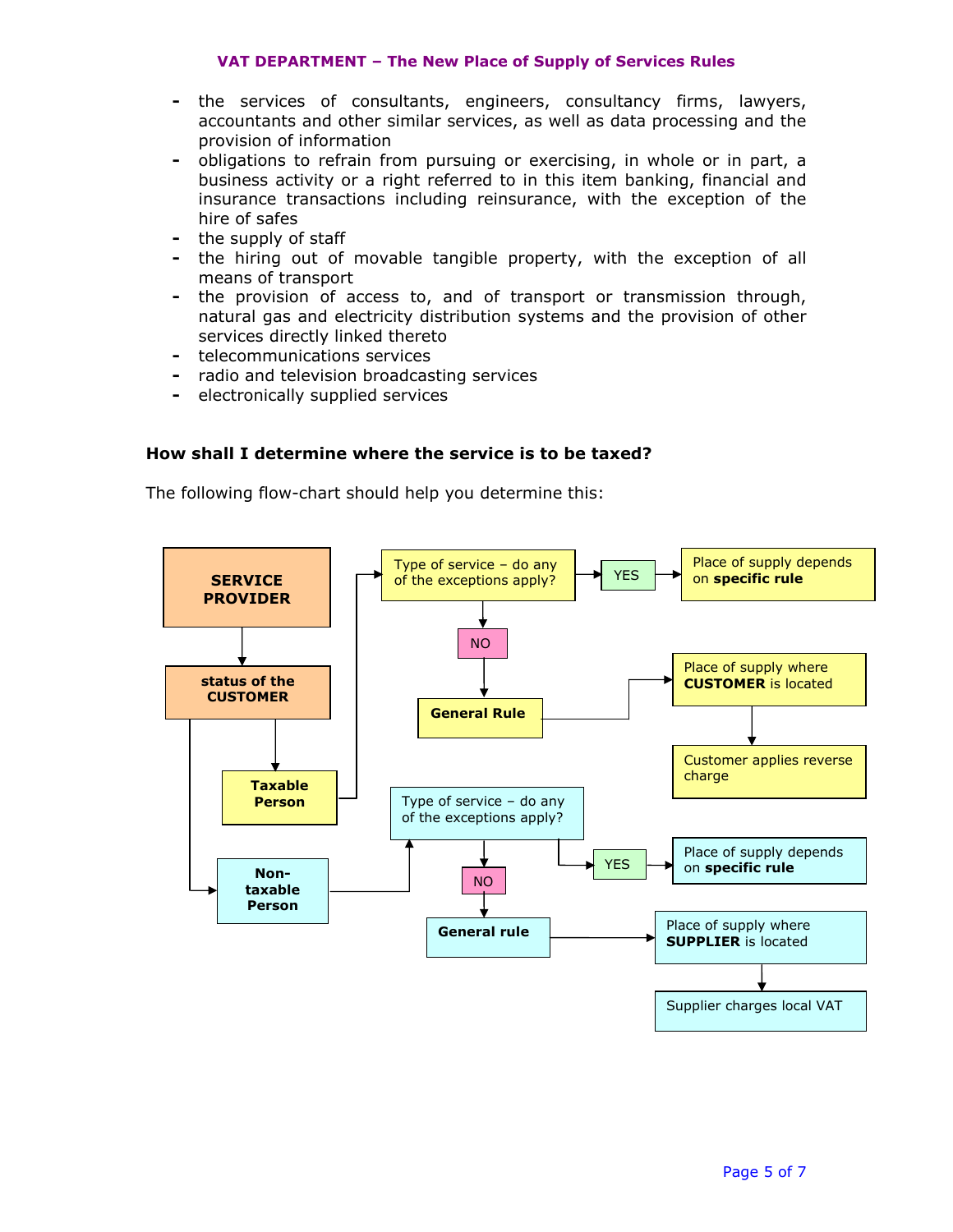- the services of consultants, engineers, consultancy firms, lawyers, accountants and other similar services, as well as data processing and the provision of information
- obligations to refrain from pursuing or exercising, in whole or in part, a business activity or a right referred to in this item banking, financial and insurance transactions including reinsurance, with the exception of the hire of safes
- the supply of staff
- the hiring out of movable tangible property, with the exception of all means of transport
- the provision of access to, and of transport or transmission through, natural gas and electricity distribution systems and the provision of other services directly linked thereto
- telecommunications services
- radio and television broadcasting services
- electronically supplied services

**How shall I determine where the service is to be taxed?**

The following flow-chart should help you determine this:

**SERVICE PROVIDER** → **status of the CUSTOMER**

- **Taxable Person** → Type of service – do any of the exceptions apply?
  - YES → Place of supply depends on **specific rule**
  - NO → **General Rule** → Place of supply where **CUSTOMER** is located → Customer applies reverse charge
- **Non-taxable Person** → Type of service – do any of the exceptions apply?
  - YES → Place of supply depends on **specific rule**
  - NO → **General rule** → Place of supply where **SUPPLIER** is located → Supplier charges local VAT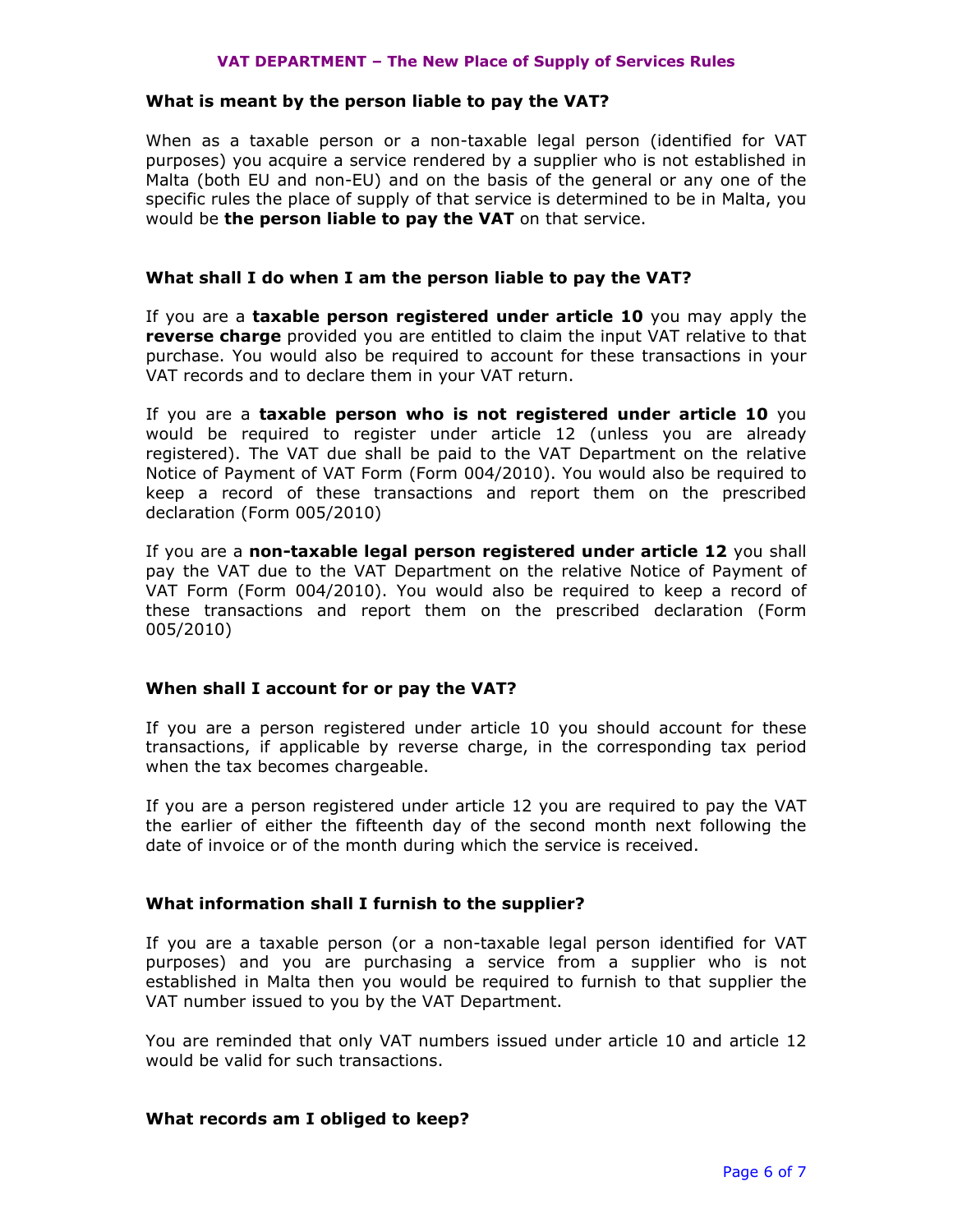### What is meant by the person liable to pay the VAT?

When as a taxable person or a non-taxable legal person (identified for VAT purposes) you acquire a service rendered by a supplier who is not established in Malta (both EU and non-EU) and on the basis of the general or any one of the specific rules the place of supply of that service is determined to be in Malta, you would be **the person liable to pay the VAT** on that service.

### What shall I do when I am the person liable to pay the VAT?

If you are a **taxable person registered under article 10** you may apply the **reverse charge** provided you are entitled to claim the input VAT relative to that purchase. You would also be required to account for these transactions in your VAT records and to declare them in your VAT return.

If you are a **taxable person who is not registered under article 10** you would be required to register under article 12 (unless you are already registered). The VAT due shall be paid to the VAT Department on the relative Notice of Payment of VAT Form (Form 004/2010). You would also be required to keep a record of these transactions and report them on the prescribed declaration (Form 005/2010)

If you are a **non-taxable legal person registered under article 12** you shall pay the VAT due to the VAT Department on the relative Notice of Payment of VAT Form (Form 004/2010). You would also be required to keep a record of these transactions and report them on the prescribed declaration (Form 005/2010)

### When shall I account for or pay the VAT?

If you are a person registered under article 10 you should account for these transactions, if applicable by reverse charge, in the corresponding tax period when the tax becomes chargeable.

If you are a person registered under article 12 you are required to pay the VAT the earlier of either the fifteenth day of the second month next following the date of invoice or of the month during which the service is received.

### What information shall I furnish to the supplier?

If you are a taxable person (or a non-taxable legal person identified for VAT purposes) and you are purchasing a service from a supplier who is not established in Malta then you would be required to furnish to that supplier the VAT number issued to you by the VAT Department.

You are reminded that only VAT numbers issued under article 10 and article 12 would be valid for such transactions.

### What records am I obliged to keep?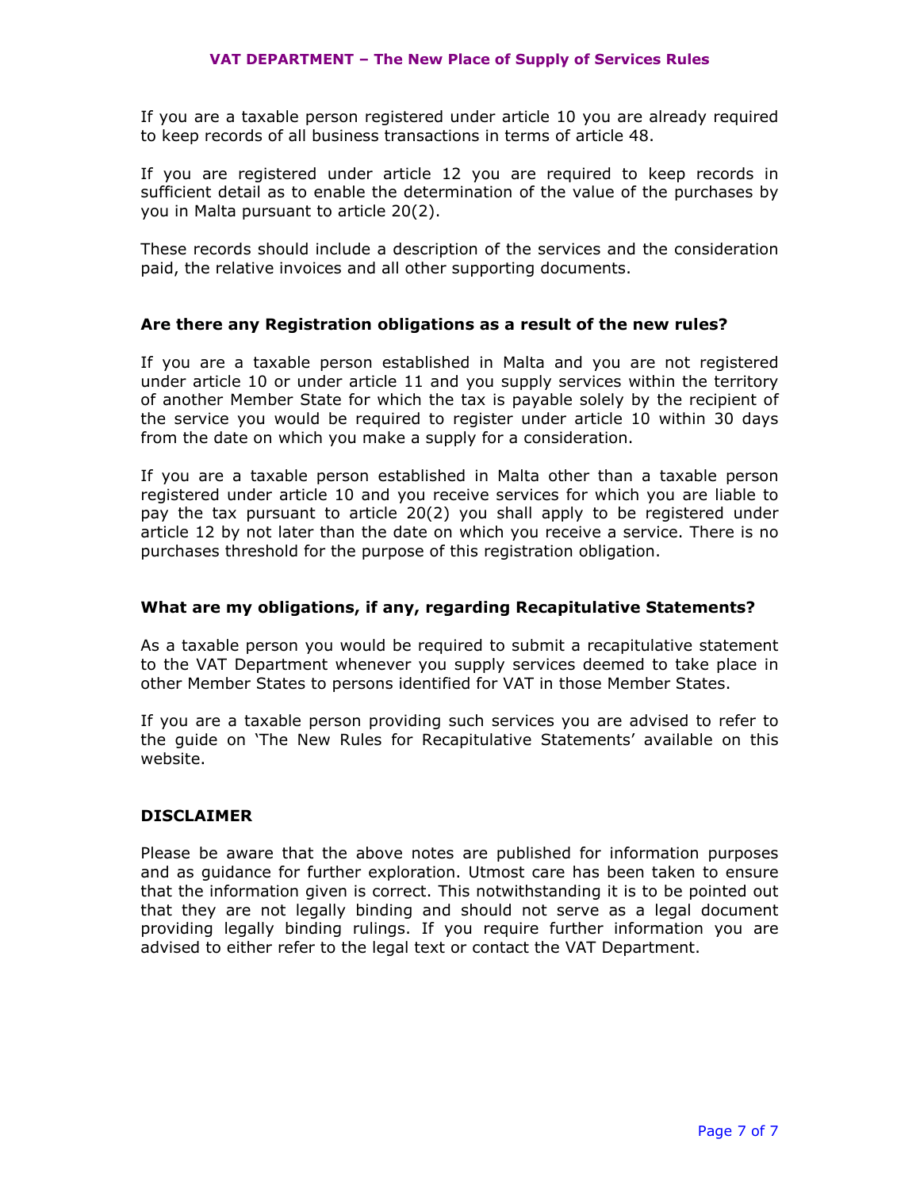If you are a taxable person registered under article 10 you are already required to keep records of all business transactions in terms of article 48.

If you are registered under article 12 you are required to keep records in sufficient detail as to enable the determination of the value of the purchases by you in Malta pursuant to article 20(2).

These records should include a description of the services and the consideration paid, the relative invoices and all other supporting documents.

### Are there any Registration obligations as a result of the new rules?

If you are a taxable person established in Malta and you are not registered under article 10 or under article 11 and you supply services within the territory of another Member State for which the tax is payable solely by the recipient of the service you would be required to register under article 10 within 30 days from the date on which you make a supply for a consideration.

If you are a taxable person established in Malta other than a taxable person registered under article 10 and you receive services for which you are liable to pay the tax pursuant to article 20(2) you shall apply to be registered under article 12 by not later than the date on which you receive a service. There is no purchases threshold for the purpose of this registration obligation.

### What are my obligations, if any, regarding Recapitulative Statements?

As a taxable person you would be required to submit a recapitulative statement to the VAT Department whenever you supply services deemed to take place in other Member States to persons identified for VAT in those Member States.

If you are a taxable person providing such services you are advised to refer to the guide on 'The New Rules for Recapitulative Statements' available on this website.

### DISCLAIMER

Please be aware that the above notes are published for information purposes and as guidance for further exploration. Utmost care has been taken to ensure that the information given is correct. This notwithstanding it is to be pointed out that they are not legally binding and should not serve as a legal document providing legally binding rulings. If you require further information you are advised to either refer to the legal text or contact the VAT Department.